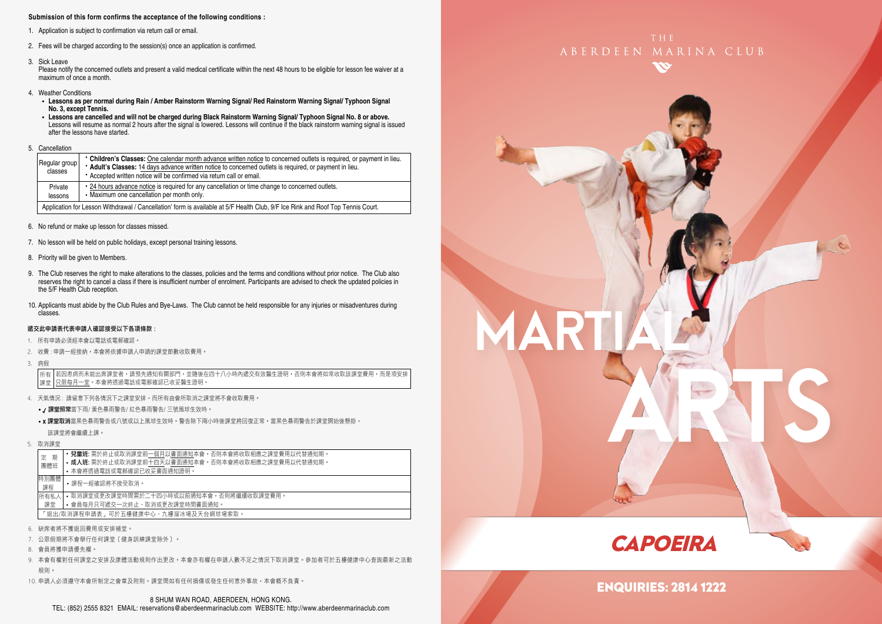**Submission of this form confirms the acceptance of the following conditions :**

1. Application is subject to confirmation via return call or email.
2. Fees will be charged according to the session(s) once an application is confirmed.
3. Sick Leave
   Please notify the concerned outlets and present a valid medical certificate within the next 48 hours to be eligible for lesson fee waiver at a maximum of once a month.
4. Weather Conditions
   - **Lessons as per normal during Rain / Amber Rainstorm Warning Signal/ Red Rainstorm Warning Signal/ Typhoon Signal No. 3, except Tennis.**
   - **Lessons are cancelled and will not be charged during Black Rainstorm Warning Signal/ Typhoon Signal No. 8 or above.** Lessons will resume as normal 2 hours after the signal is lowered. Lessons will continue if the black rainstorm warning signal is issued after the lessons have started.
5. Cancellation

| | |
|---|---|
| Regular group classes | • **Children's Classes:** One calendar month advance written notice to concerned outlets is required, or payment in lieu.<br>• **Adult's Classes:** 14 days advance written notice to concerned outlets is required, or payment in lieu.<br>• Accepted written notice will be confirmed via return call or email. |
| Private lessons | • 24 hours advance notice is required for any cancellation or time change to concerned outlets.<br>• Maximum one cancellation per month only. |
| Application for Lesson Withdrawal / Cancellation' form is available at 5/F Health Club, 9/F Ice Rink and Roof Top Tennis Court. | |

6. No refund or make up lesson for classes missed.
7. No lesson will be held on public holidays, except personal training lessons.
8. Priority will be given to Members.
9. The Club reserves the right to make alterations to the classes, policies and the terms and conditions without prior notice. The Club also reserves the right to cancel a class if there is insufficient number of enrolment. Participants are advised to check the updated policies in the 5/F Health Club reception.
10. Applicants must abide by the Club Rules and Bye-Laws. The Club cannot be held responsible for any injuries or misadventures during classes.

**遞交此申請表代表申請人確認接受以下各項條款：**

1. 所有申請必須經本會以電話或電郵確認。
2. 收費：申請一經接納，本會將依據申請人申請的課堂節數收取費用。
3. 病假

| | |
|---|---|
| 所有課堂 | 若因患病而未能出席課堂者，請預先通知有關部門，並隨後在四十八小時內遞交有效醫生證明，否則本會將如常收取該課堂費用，而是項安排只限每月一堂。本會將透過電話或電郵確認已收妥醫生證明。 |

4. 天氣情況：請留意下列各情況下之課堂安排，而所有由會所取消之課堂將不會收取費用。
   - ✓ **課堂照常**當下雨/ 黃色暴雨警告/ 紅色暴雨警告/ 三號風球生效時。
   - x **課堂取消**當黑色暴雨警告或八號或以上風球生效時。警告除下兩小時後課堂將回復正常。當黑色暴雨警告於課堂開始後懸掛，該課堂將會繼續上課。
5. 取消課堂

| | |
|---|---|
| 定期團體班 | • **兒童班:** 需於終止或取消課堂前一個月以書面通知本會。否則本會將收取相應之課堂費用以代替通知期。<br>• **成人班:** 需於終止或取消課堂前十四天以書面通知本會。否則本會將收取相應之課堂費用以代替通知期。<br>• 本會將透過電話或電郵確認已收妥書面通知證明。 |
| 特別團體課程 | • 課程一經確認將不接受取消。 |
| 所有私人課堂 | • 取消課堂或更改課堂時間需於二十四小時或以前通知本會，否則將繼續收取課堂費用。<br>• 會員每月只可遞交一次終止、取消或更改課堂時間書面通知。 |
| 「退出/取消課程申請表」可於五樓健康中心、九樓溜冰場及天台網球場索取。 | |

6. 缺席者將不獲退回費用或安排補堂。
7. 公眾假期將不會舉行任何課堂〔健身訓練課堂除外〕。
8. 會員將獲申請優先權。
9. 本會有權對任何課堂之安排及康體活動規則作出更改。本會亦有權在申請人數不足之情況下取消課堂。參加者可於五樓健康中心查詢最新之活動規則。
10. 申請人必須遵守本會所制定之會章及附則。課堂間如有任何損傷或發生任何意外事故，本會概不負責。

8 SHUM WAN ROAD, ABERDEEN, HONG KONG.
TEL: (852) 2555 8321 EMAIL: reservations@aberdeenmarinaclub.com WEBSITE: http://www.aberdeenmarinaclub.com

THE ABERDEEN MARINA CLUB

# MARTIAL ARTS

## CAPOEIRA

**ENQUIRIES: 2814 1222**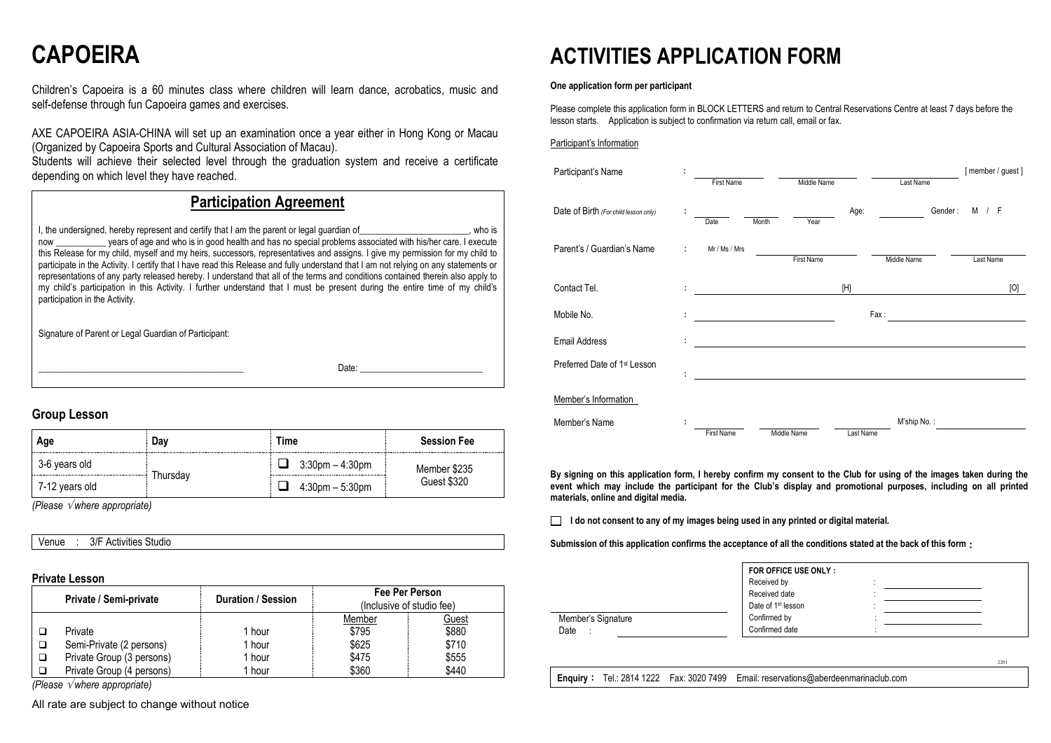# CAPOEIRA

Children's Capoeira is a 60 minutes class where children will learn dance, acrobatics, music and self-defense through fun Capoeira games and exercises.

AXE CAPOEIRA ASIA-CHINA will set up an examination once a year either in Hong Kong or Macau (Organized by Capoeira Sports and Cultural Association of Macau).

Students will achieve their selected level through the graduation system and receive a certificate depending on which level they have reached.

## Participation Agreement

I, the undersigned, hereby represent and certify that I am the parent or legal guardian of________________________, who is now ___________ years of age and who is in good health and has no special problems associated with his/her care. I execute this Release for my child, myself and my heirs, successors, representatives and assigns. I give my permission for my child to participate in the Activity. I certify that I have read this Release and fully understand that I am not relying on any statements or representations of any party released hereby. I understand that all of the terms and conditions contained therein also apply to my child's participation in this Activity. I further understand that I must be present during the entire time of my child's participation in the Activity.

Signature of Parent or Legal Guardian of Participant:

_____________________________________________ Date: ___________________________

### Group Lesson

| Age | Day | Time | Session Fee |
|---|---|---|---|
| 3-6 years old | Thursday | ❑ 3:30pm – 4:30pm | Member $235<br>Guest $320 |
| 7-12 years old | | ❑ 4:30pm – 5:30pm | |

*(Please √ where appropriate)*

Venue : 3/F Activities Studio

### Private Lesson

| Private / Semi-private | Duration / Session | Fee Per Person (Inclusive of studio fee) | |
|---|---|---|---|
| | | Member | Guest |
| ❑ Private | 1 hour | $795 | $880 |
| ❑ Semi-Private (2 persons) | 1 hour | $625 | $710 |
| ❑ Private Group (3 persons) | 1 hour | $475 | $555 |
| ❑ Private Group (4 persons) | 1 hour | $360 | $440 |

*(Please √ where appropriate)*

All rate are subject to change without notice

# ACTIVITIES APPLICATION FORM

**One application form per participant**

Please complete this application form in BLOCK LETTERS and return to Central Reservations Centre at least 7 days before the lesson starts. Application is subject to confirmation via return call, email or fax.

Participant's Information

Participant's Name : ____________ ____________ ____________ [ member / guest ]
First Name Middle Name Last Name

Date of Birth *(For child lesson only)* : ______ ______ ______ Age: ________ Gender : M / F
Date Month Year

Parent's / Guardian's Name : Mr / Ms / Mrs ____________ ____________ ____________
First Name Middle Name Last Name

Contact Tel. : ______________________ [H] ______________________ [O]

Mobile No. : ______________________ Fax : ______________________

Email Address : ______________________________________________

Preferred Date of 1st Lesson : ______________________________________________

Member's Information

Member's Name : ____________ ____________ ____________ M'ship No. : ____________
First Name Middle Name Last Name

**By signing on this application form, I hereby confirm my consent to the Club for using of the images taken during the event which may include the participant for the Club's display and promotional purposes, including on all printed materials, online and digital media.**

❑ **I do not consent to any of my images being used in any printed or digital material.**

**Submission of this application confirms the acceptance of all the conditions stated at the back of this form :**

Member's Signature ______________________

Date : ______________________

**FOR OFFICE USE ONLY :**

Received by : ______________
Received date : ______________
Date of 1st lesson : ______________
Confirmed by : ______________
Confirmed date : ______________

2201

**Enquiry :** Tel.: 2814 1222 Fax: 3020 7499 Email: reservations@aberdeenmarinaclub.com